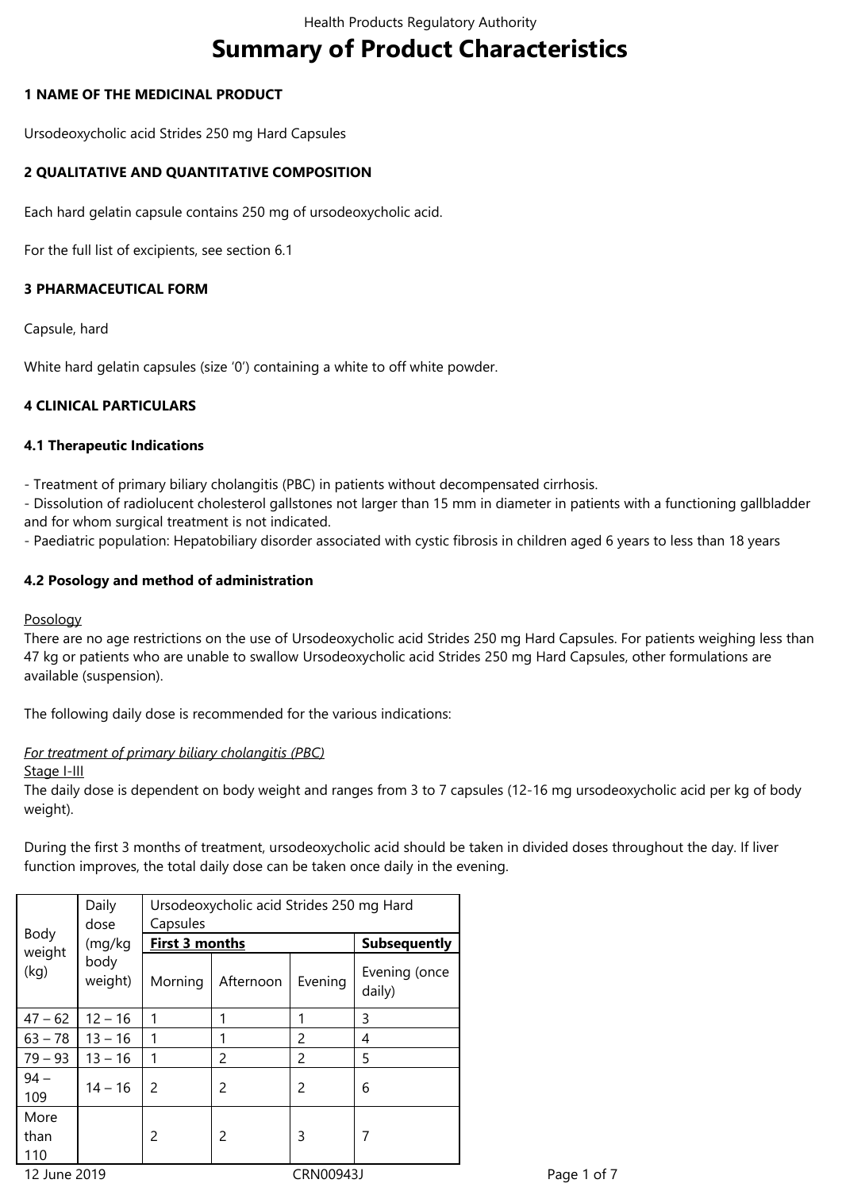# Summary of Product Characteristics

## 1 NAME OF THE MEDICINAL PRODUCT

Ursodeoxycholic acid Strides 250 mg Hard Capsules

## 2 QUALITATIVE AND QUANTITATIVE COMPOSITION

Each hard gelatin capsule contains 250 mg of ursodeoxycholic acid.

For the full list of excipients, see section 6.1

## 3 PHARMACEUTICAL FORM

Capsule, hard

White hard gelatin capsules (size '0') containing a white to off white powder.

## 4 CLINICAL PARTICULARS

### 4.1 Therapeutic Indications

- Treatment of primary biliary cholangitis (PBC) in patients without decompensated cirrhosis.
- Dissolution of radiolucent cholesterol gallstones not larger than 15 mm in diameter in patients with a functioning gallbladder and for whom surgical treatment is not indicated.
- Paediatric population: Hepatobiliary disorder associated with cystic fibrosis in children aged 6 years to less than 18 years

### 4.2 Posology and method of administration

Posology
There are no age restrictions on the use of Ursodeoxycholic acid Strides 250 mg Hard Capsules. For patients weighing less than 47 kg or patients who are unable to swallow Ursodeoxycholic acid Strides 250 mg Hard Capsules, other formulations are available (suspension).

The following daily dose is recommended for the various indications:

*For treatment of primary biliary cholangitis (PBC)*
Stage I-III
The daily dose is dependent on body weight and ranges from 3 to 7 capsules (12-16 mg ursodeoxycholic acid per kg of body weight).

During the first 3 months of treatment, ursodeoxycholic acid should be taken in divided doses throughout the day. If liver function improves, the total daily dose can be taken once daily in the evening.

| Body weight (kg) | Daily dose (mg/kg body weight) | Ursodeoxycholic acid Strides 250 mg Hard Capsules | | | |
|---|---|---|---|---|---|
| | | **First 3 months** | | | **Subsequently** |
| | | Morning | Afternoon | Evening | Evening (once daily) |
| 47 – 62 | 12 – 16 | 1 | 1 | 1 | 3 |
| 63 – 78 | 13 – 16 | 1 | 1 | 2 | 4 |
| 79 – 93 | 13 – 16 | 1 | 2 | 2 | 5 |
| 94 – 109 | 14 – 16 | 2 | 2 | 2 | 6 |
| More than 110 | | 2 | 2 | 3 | 7 |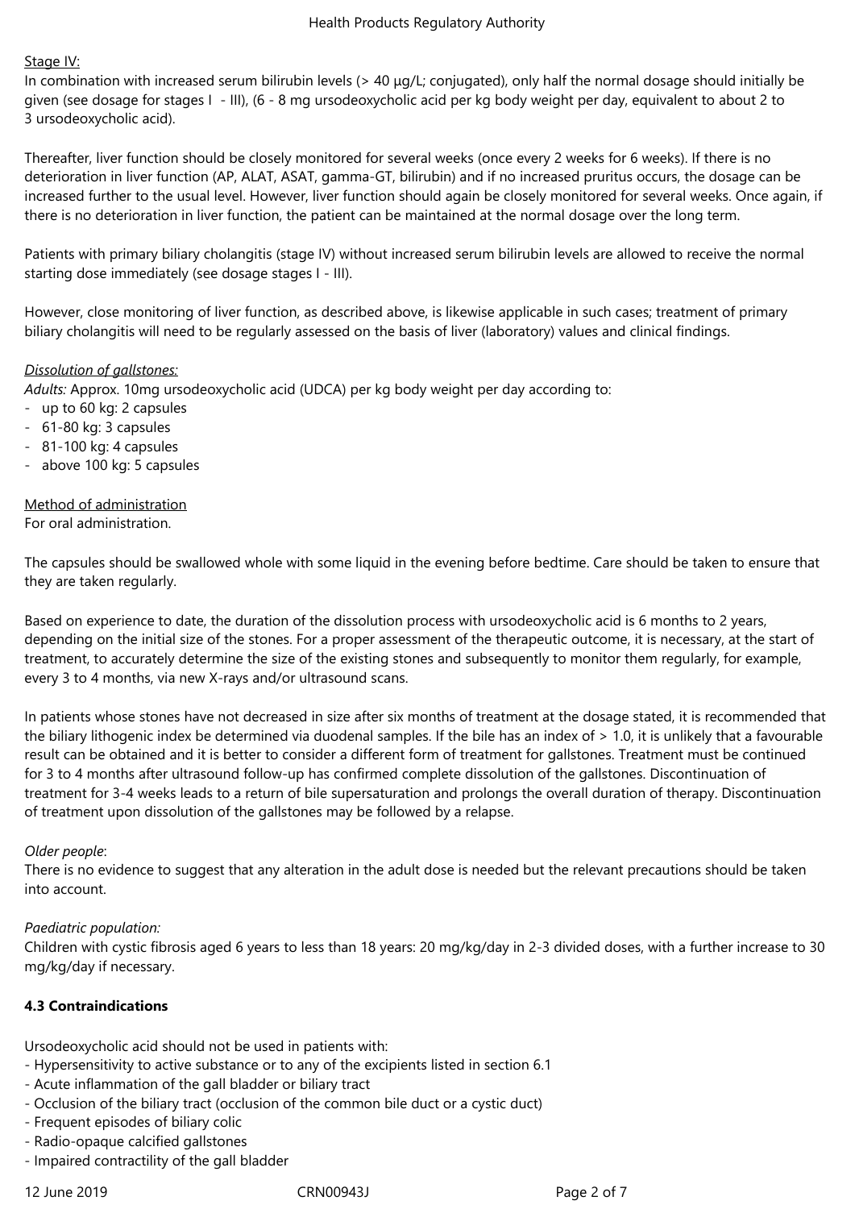Stage IV:

In combination with increased serum bilirubin levels (> 40 µg/L; conjugated), only half the normal dosage should initially be given (see dosage for stages I - III), (6 - 8 mg ursodeoxycholic acid per kg body weight per day, equivalent to about 2 to 3 ursodeoxycholic acid).

Thereafter, liver function should be closely monitored for several weeks (once every 2 weeks for 6 weeks). If there is no deterioration in liver function (AP, ALAT, ASAT, gamma-GT, bilirubin) and if no increased pruritus occurs, the dosage can be increased further to the usual level. However, liver function should again be closely monitored for several weeks. Once again, if there is no deterioration in liver function, the patient can be maintained at the normal dosage over the long term.

Patients with primary biliary cholangitis (stage IV) without increased serum bilirubin levels are allowed to receive the normal starting dose immediately (see dosage stages I - III).

However, close monitoring of liver function, as described above, is likewise applicable in such cases; treatment of primary biliary cholangitis will need to be regularly assessed on the basis of liver (laboratory) values and clinical findings.

*Dissolution of gallstones:*

*Adults:* Approx. 10mg ursodeoxycholic acid (UDCA) per kg body weight per day according to:

- up to 60 kg: 2 capsules
- 61-80 kg: 3 capsules
- 81-100 kg: 4 capsules
- above 100 kg: 5 capsules

Method of administration

For oral administration.

The capsules should be swallowed whole with some liquid in the evening before bedtime. Care should be taken to ensure that they are taken regularly.

Based on experience to date, the duration of the dissolution process with ursodeoxycholic acid is 6 months to 2 years, depending on the initial size of the stones. For a proper assessment of the therapeutic outcome, it is necessary, at the start of treatment, to accurately determine the size of the existing stones and subsequently to monitor them regularly, for example, every 3 to 4 months, via new X-rays and/or ultrasound scans.

In patients whose stones have not decreased in size after six months of treatment at the dosage stated, it is recommended that the biliary lithogenic index be determined via duodenal samples. If the bile has an index of > 1.0, it is unlikely that a favourable result can be obtained and it is better to consider a different form of treatment for gallstones. Treatment must be continued for 3 to 4 months after ultrasound follow-up has confirmed complete dissolution of the gallstones. Discontinuation of treatment for 3-4 weeks leads to a return of bile supersaturation and prolongs the overall duration of therapy. Discontinuation of treatment upon dissolution of the gallstones may be followed by a relapse.

*Older people*:

There is no evidence to suggest that any alteration in the adult dose is needed but the relevant precautions should be taken into account.

*Paediatric population:*

Children with cystic fibrosis aged 6 years to less than 18 years: 20 mg/kg/day in 2-3 divided doses, with a further increase to 30 mg/kg/day if necessary.

**4.3 Contraindications**

Ursodeoxycholic acid should not be used in patients with:

- Hypersensitivity to active substance or to any of the excipients listed in section 6.1
- Acute inflammation of the gall bladder or biliary tract
- Occlusion of the biliary tract (occlusion of the common bile duct or a cystic duct)
- Frequent episodes of biliary colic
- Radio-opaque calcified gallstones
- Impaired contractility of the gall bladder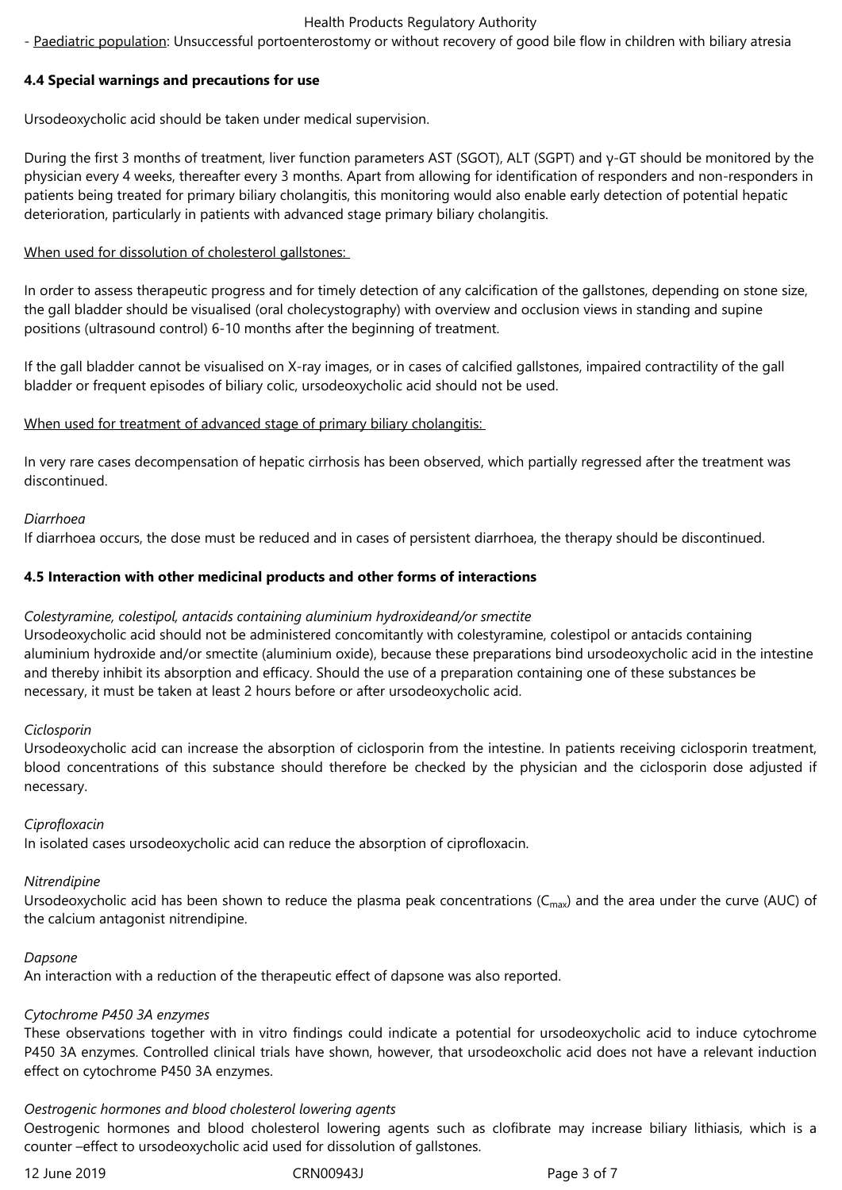- Paediatric population: Unsuccessful portoenterostomy or without recovery of good bile flow in children with biliary atresia

### 4.4 Special warnings and precautions for use

Ursodeoxycholic acid should be taken under medical supervision.

During the first 3 months of treatment, liver function parameters AST (SGOT), ALT (SGPT) and γ-GT should be monitored by the physician every 4 weeks, thereafter every 3 months. Apart from allowing for identification of responders and non-responders in patients being treated for primary biliary cholangitis, this monitoring would also enable early detection of potential hepatic deterioration, particularly in patients with advanced stage primary biliary cholangitis.

When used for dissolution of cholesterol gallstones:

In order to assess therapeutic progress and for timely detection of any calcification of the gallstones, depending on stone size, the gall bladder should be visualised (oral cholecystography) with overview and occlusion views in standing and supine positions (ultrasound control) 6-10 months after the beginning of treatment.

If the gall bladder cannot be visualised on X-ray images, or in cases of calcified gallstones, impaired contractility of the gall bladder or frequent episodes of biliary colic, ursodeoxycholic acid should not be used.

When used for treatment of advanced stage of primary biliary cholangitis:

In very rare cases decompensation of hepatic cirrhosis has been observed, which partially regressed after the treatment was discontinued.

*Diarrhoea*
If diarrhoea occurs, the dose must be reduced and in cases of persistent diarrhoea, the therapy should be discontinued.

### 4.5 Interaction with other medicinal products and other forms of interactions

*Colestyramine, colestipol, antacids containing aluminium hydroxideand/or smectite*
Ursodeoxycholic acid should not be administered concomitantly with colestyramine, colestipol or antacids containing aluminium hydroxide and/or smectite (aluminium oxide), because these preparations bind ursodeoxycholic acid in the intestine and thereby inhibit its absorption and efficacy. Should the use of a preparation containing one of these substances be necessary, it must be taken at least 2 hours before or after ursodeoxycholic acid.

*Ciclosporin*
Ursodeoxycholic acid can increase the absorption of ciclosporin from the intestine. In patients receiving ciclosporin treatment, blood concentrations of this substance should therefore be checked by the physician and the ciclosporin dose adjusted if necessary.

*Ciprofloxacin*
In isolated cases ursodeoxycholic acid can reduce the absorption of ciprofloxacin.

*Nitrendipine*
Ursodeoxycholic acid has been shown to reduce the plasma peak concentrations ($C_{max}$) and the area under the curve (AUC) of the calcium antagonist nitrendipine.

*Dapsone*
An interaction with a reduction of the therapeutic effect of dapsone was also reported.

*Cytochrome P450 3A enzymes*
These observations together with in vitro findings could indicate a potential for ursodeoxycholic acid to induce cytochrome P450 3A enzymes. Controlled clinical trials have shown, however, that ursodeoxcholic acid does not have a relevant induction effect on cytochrome P450 3A enzymes.

*Oestrogenic hormones and blood cholesterol lowering agents*
Oestrogenic hormones and blood cholesterol lowering agents such as clofibrate may increase biliary lithiasis, which is a counter –effect to ursodeoxycholic acid used for dissolution of gallstones.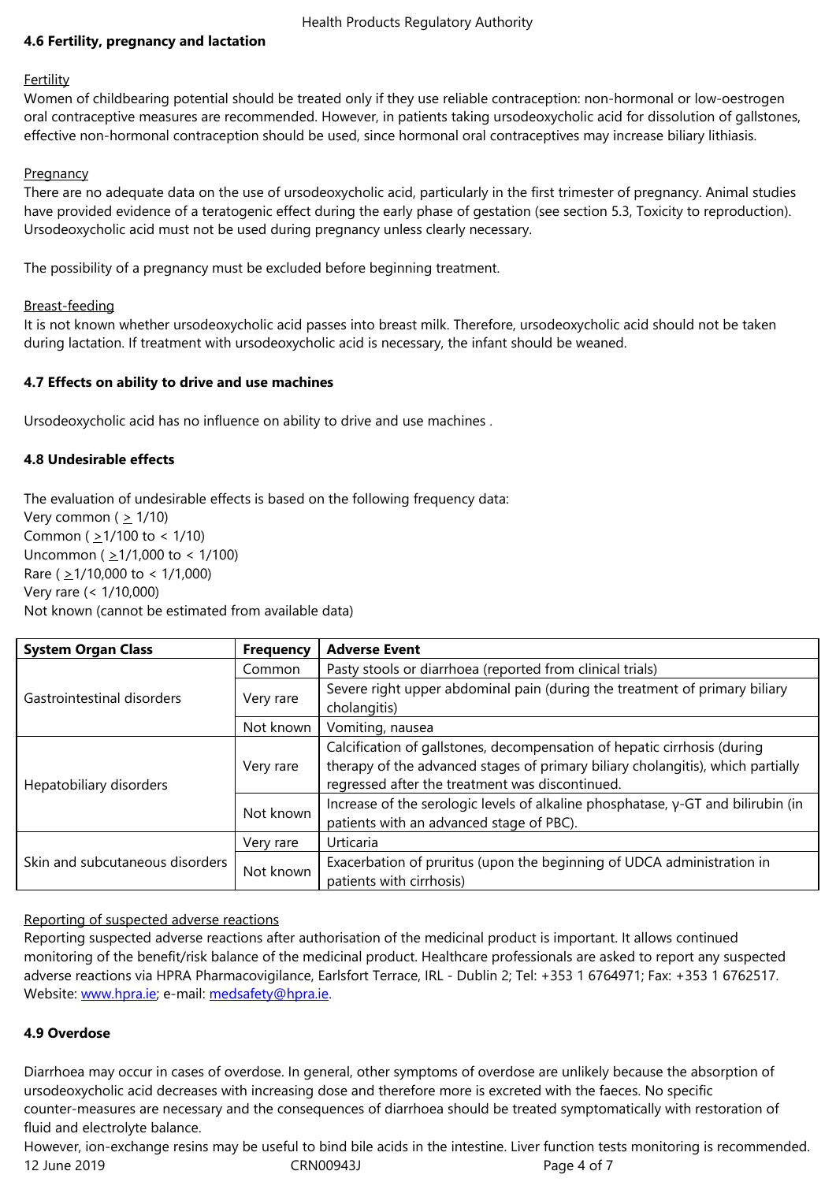### 4.6 Fertility, pregnancy and lactation

Fertility

Women of childbearing potential should be treated only if they use reliable contraception: non-hormonal or low-oestrogen oral contraceptive measures are recommended. However, in patients taking ursodeoxycholic acid for dissolution of gallstones, effective non-hormonal contraception should be used, since hormonal oral contraceptives may increase biliary lithiasis.

Pregnancy

There are no adequate data on the use of ursodeoxycholic acid, particularly in the first trimester of pregnancy. Animal studies have provided evidence of a teratogenic effect during the early phase of gestation (see section 5.3, Toxicity to reproduction). Ursodeoxycholic acid must not be used during pregnancy unless clearly necessary.

The possibility of a pregnancy must be excluded before beginning treatment.

Breast-feeding

It is not known whether ursodeoxycholic acid passes into breast milk. Therefore, ursodeoxycholic acid should not be taken during lactation. If treatment with ursodeoxycholic acid is necessary, the infant should be weaned.

### 4.7 Effects on ability to drive and use machines

Ursodeoxycholic acid has no influence on ability to drive and use machines .

### 4.8 Undesirable effects

The evaluation of undesirable effects is based on the following frequency data:
Very common ( $\geq$ 1/10)
Common ( $\geq$1/100 to < 1/10)
Uncommon ( $\geq$1/1,000 to < 1/100)
Rare ( $\geq$1/10,000 to < 1/1,000)
Very rare (< 1/10,000)
Not known (cannot be estimated from available data)

| System Organ Class | Frequency | Adverse Event |
|---|---|---|
| Gastrointestinal disorders | Common | Pasty stools or diarrhoea (reported from clinical trials) |
| | Very rare | Severe right upper abdominal pain (during the treatment of primary biliary cholangitis) |
| | Not known | Vomiting, nausea |
| Hepatobiliary disorders | Very rare | Calcification of gallstones, decompensation of hepatic cirrhosis (during therapy of the advanced stages of primary biliary cholangitis), which partially regressed after the treatment was discontinued. |
| | Not known | Increase of the serologic levels of alkaline phosphatase, γ-GT and bilirubin (in patients with an advanced stage of PBC). |
| Skin and subcutaneous disorders | Very rare | Urticaria |
| | Not known | Exacerbation of pruritus (upon the beginning of UDCA administration in patients with cirrhosis) |

Reporting of suspected adverse reactions

Reporting suspected adverse reactions after authorisation of the medicinal product is important. It allows continued monitoring of the benefit/risk balance of the medicinal product. Healthcare professionals are asked to report any suspected adverse reactions via HPRA Pharmacovigilance, Earlsfort Terrace, IRL - Dublin 2; Tel: +353 1 6764971; Fax: +353 1 6762517. Website: www.hpra.ie; e-mail: medsafety@hpra.ie.

### 4.9 Overdose

Diarrhoea may occur in cases of overdose. In general, other symptoms of overdose are unlikely because the absorption of ursodeoxycholic acid decreases with increasing dose and therefore more is excreted with the faeces. No specific counter-measures are necessary and the consequences of diarrhoea should be treated symptomatically with restoration of fluid and electrolyte balance.
However, ion-exchange resins may be useful to bind bile acids in the intestine. Liver function tests monitoring is recommended.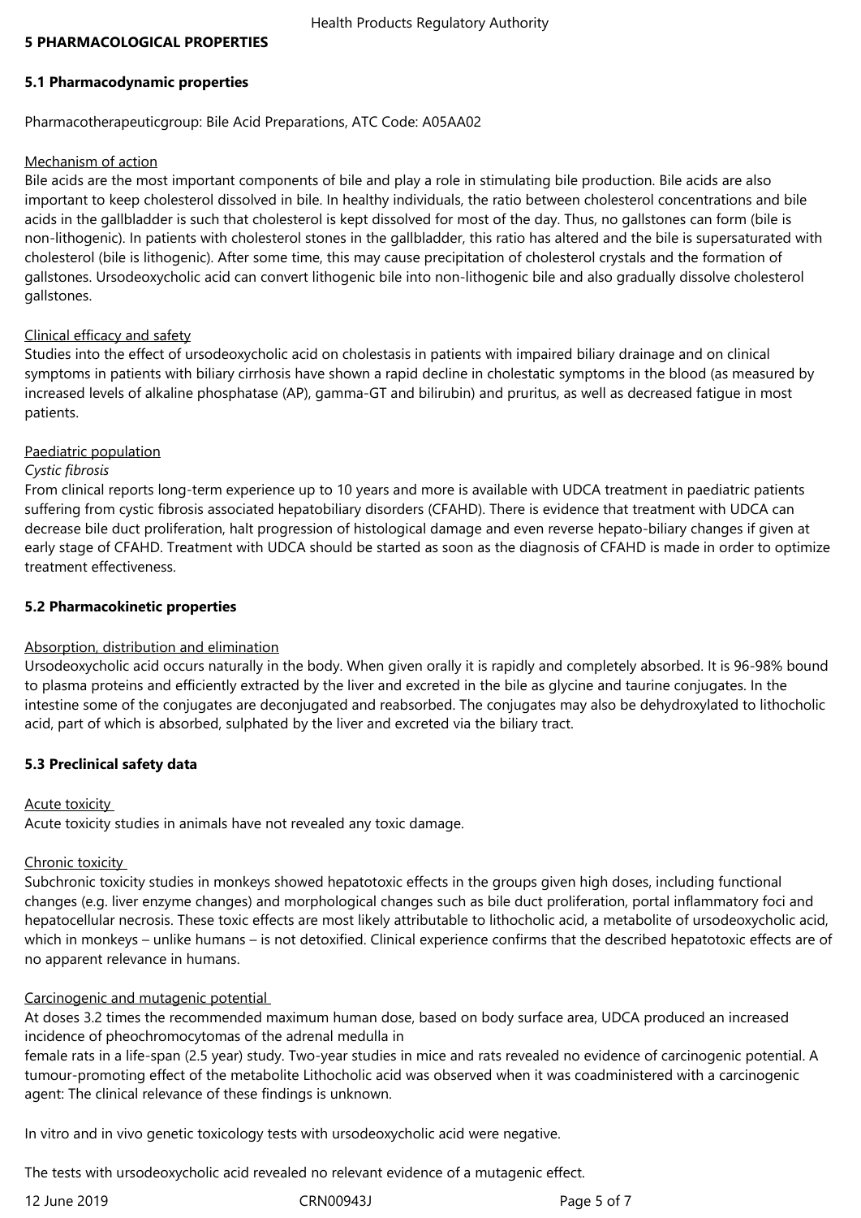## 5 PHARMACOLOGICAL PROPERTIES

### 5.1 Pharmacodynamic properties

Pharmacotherapeuticgroup: Bile Acid Preparations, ATC Code: A05AA02

Mechanism of action

Bile acids are the most important components of bile and play a role in stimulating bile production. Bile acids are also important to keep cholesterol dissolved in bile. In healthy individuals, the ratio between cholesterol concentrations and bile acids in the gallbladder is such that cholesterol is kept dissolved for most of the day. Thus, no gallstones can form (bile is non-lithogenic). In patients with cholesterol stones in the gallbladder, this ratio has altered and the bile is supersaturated with cholesterol (bile is lithogenic). After some time, this may cause precipitation of cholesterol crystals and the formation of gallstones. Ursodeoxycholic acid can convert lithogenic bile into non-lithogenic bile and also gradually dissolve cholesterol gallstones.

Clinical efficacy and safety

Studies into the effect of ursodeoxycholic acid on cholestasis in patients with impaired biliary drainage and on clinical symptoms in patients with biliary cirrhosis have shown a rapid decline in cholestatic symptoms in the blood (as measured by increased levels of alkaline phosphatase (AP), gamma-GT and bilirubin) and pruritus, as well as decreased fatigue in most patients.

Paediatric population

*Cystic fibrosis*

From clinical reports long-term experience up to 10 years and more is available with UDCA treatment in paediatric patients suffering from cystic fibrosis associated hepatobiliary disorders (CFAHD). There is evidence that treatment with UDCA can decrease bile duct proliferation, halt progression of histological damage and even reverse hepato-biliary changes if given at early stage of CFAHD. Treatment with UDCA should be started as soon as the diagnosis of CFAHD is made in order to optimize treatment effectiveness.

### 5.2 Pharmacokinetic properties

Absorption, distribution and elimination

Ursodeoxycholic acid occurs naturally in the body. When given orally it is rapidly and completely absorbed. It is 96-98% bound to plasma proteins and efficiently extracted by the liver and excreted in the bile as glycine and taurine conjugates. In the intestine some of the conjugates are deconjugated and reabsorbed. The conjugates may also be dehydroxylated to lithocholic acid, part of which is absorbed, sulphated by the liver and excreted via the biliary tract.

### 5.3 Preclinical safety data

Acute toxicity

Acute toxicity studies in animals have not revealed any toxic damage.

Chronic toxicity

Subchronic toxicity studies in monkeys showed hepatotoxic effects in the groups given high doses, including functional changes (e.g. liver enzyme changes) and morphological changes such as bile duct proliferation, portal inflammatory foci and hepatocellular necrosis. These toxic effects are most likely attributable to lithocholic acid, a metabolite of ursodeoxycholic acid, which in monkeys – unlike humans – is not detoxified. Clinical experience confirms that the described hepatotoxic effects are of no apparent relevance in humans.

Carcinogenic and mutagenic potential

At doses 3.2 times the recommended maximum human dose, based on body surface area, UDCA produced an increased incidence of pheochromocytomas of the adrenal medulla in
female rats in a life-span (2.5 year) study. Two-year studies in mice and rats revealed no evidence of carcinogenic potential. A tumour-promoting effect of the metabolite Lithocholic acid was observed when it was coadministered with a carcinogenic agent: The clinical relevance of these findings is unknown.

In vitro and in vivo genetic toxicology tests with ursodeoxycholic acid were negative.

The tests with ursodeoxycholic acid revealed no relevant evidence of a mutagenic effect.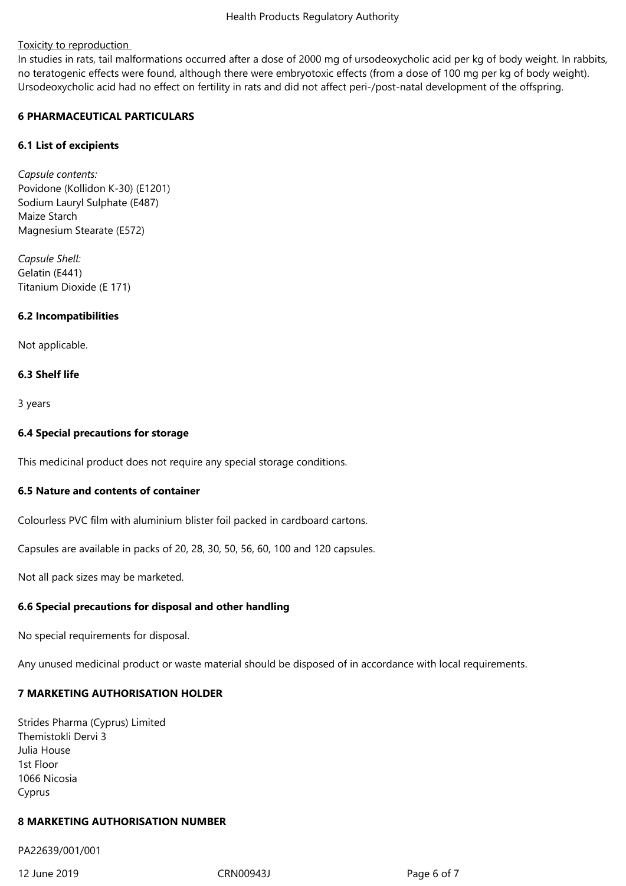Toxicity to reproduction

In studies in rats, tail malformations occurred after a dose of 2000 mg of ursodeoxycholic acid per kg of body weight. In rabbits, no teratogenic effects were found, although there were embryotoxic effects (from a dose of 100 mg per kg of body weight). Ursodeoxycholic acid had no effect on fertility in rats and did not affect peri-/post-natal development of the offspring.

## 6 PHARMACEUTICAL PARTICULARS

### 6.1 List of excipients

*Capsule contents:*
Povidone (Kollidon K-30) (E1201)
Sodium Lauryl Sulphate (E487)
Maize Starch
Magnesium Stearate (E572)

*Capsule Shell:*
Gelatin (E441)
Titanium Dioxide (E 171)

### 6.2 Incompatibilities

Not applicable.

### 6.3 Shelf life

3 years

### 6.4 Special precautions for storage

This medicinal product does not require any special storage conditions.

### 6.5 Nature and contents of container

Colourless PVC film with aluminium blister foil packed in cardboard cartons.

Capsules are available in packs of 20, 28, 30, 50, 56, 60, 100 and 120 capsules.

Not all pack sizes may be marketed.

### 6.6 Special precautions for disposal and other handling

No special requirements for disposal.

Any unused medicinal product or waste material should be disposed of in accordance with local requirements.

## 7 MARKETING AUTHORISATION HOLDER

Strides Pharma (Cyprus) Limited
Themistokli Dervi 3
Julia House
1st Floor
1066 Nicosia
Cyprus

## 8 MARKETING AUTHORISATION NUMBER

PA22639/001/001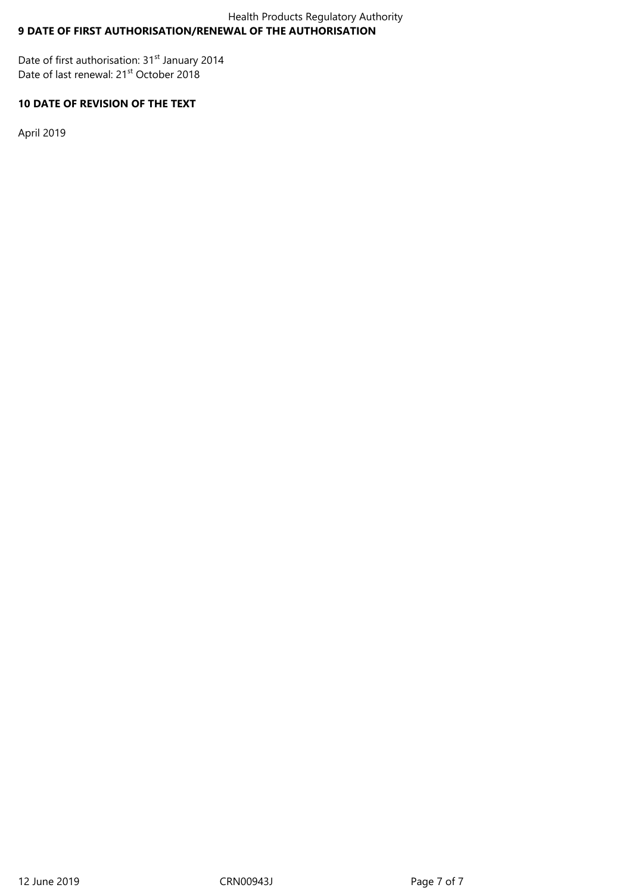## 9 DATE OF FIRST AUTHORISATION/RENEWAL OF THE AUTHORISATION

Date of first authorisation: 31st January 2014
Date of last renewal: 21st October 2018

## 10 DATE OF REVISION OF THE TEXT

April 2019